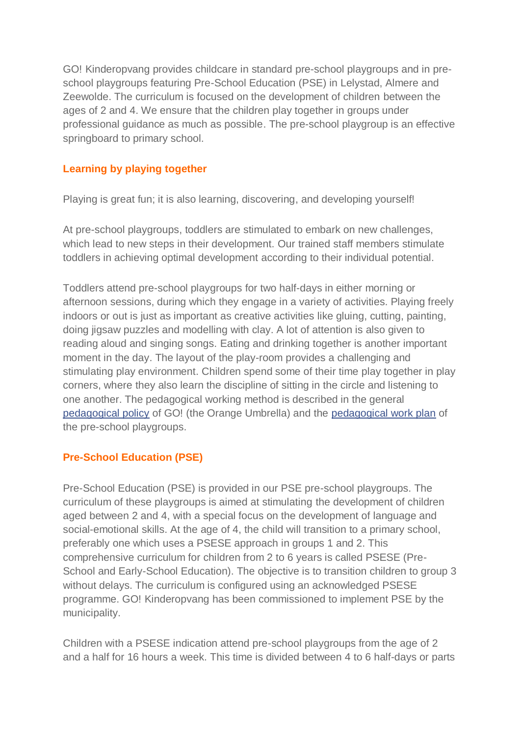GO! Kinderopvang provides childcare in standard pre-school playgroups and in pre-school playgroups featuring Pre-School Education (PSE) in Lelystad, Almere and Zeewolde. The curriculum is focused on the development of children between the ages of 2 and 4. We ensure that the children play together in groups under professional guidance as much as possible. The pre-school playgroup is an effective springboard to primary school.

## Learning by playing together

Playing is great fun; it is also learning, discovering, and developing yourself!

At pre-school playgroups, toddlers are stimulated to embark on new challenges, which lead to new steps in their development. Our trained staff members stimulate toddlers in achieving optimal development according to their individual potential.

Toddlers attend pre-school playgroups for two half-days in either morning or afternoon sessions, during which they engage in a variety of activities. Playing freely indoors or out is just as important as creative activities like gluing, cutting, painting, doing jigsaw puzzles and modelling with clay. A lot of attention is also given to reading aloud and singing songs. Eating and drinking together is another important moment in the day. The layout of the play-room provides a challenging and stimulating play environment. Children spend some of their time play together in play corners, where they also learn the discipline of sitting in the circle and listening to one another. The pedagogical working method is described in the general [pedagogical policy] of GO! (the Orange Umbrella) and the [pedagogical work plan] of the pre-school playgroups.

## Pre-School Education (PSE)

Pre-School Education (PSE) is provided in our PSE pre-school playgroups. The curriculum of these playgroups is aimed at stimulating the development of children aged between 2 and 4, with a special focus on the development of language and social-emotional skills. At the age of 4, the child will transition to a primary school, preferably one which uses a PSESE approach in groups 1 and 2. This comprehensive curriculum for children from 2 to 6 years is called PSESE (Pre-School and Early-School Education). The objective is to transition children to group 3 without delays. The curriculum is configured using an acknowledged PSESE programme. GO! Kinderopvang has been commissioned to implement PSE by the municipality.

Children with a PSESE indication attend pre-school playgroups from the age of 2 and a half for 16 hours a week. This time is divided between 4 to 6 half-days or parts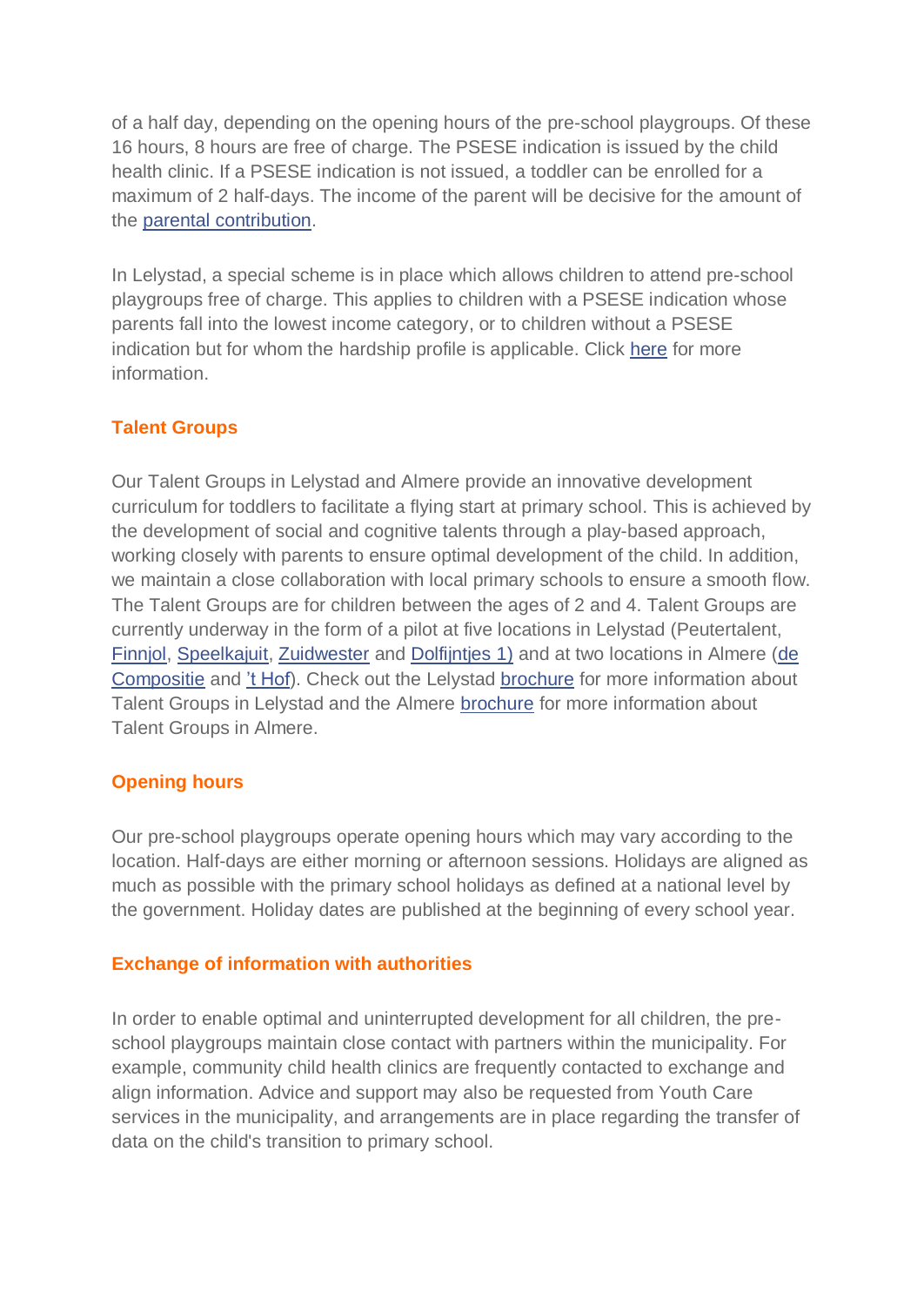of a half day, depending on the opening hours of the pre-school playgroups. Of these 16 hours, 8 hours are free of charge. The PSESE indication is issued by the child health clinic. If a PSESE indication is not issued, a toddler can be enrolled for a maximum of 2 half-days. The income of the parent will be decisive for the amount of the parental contribution.

In Lelystad, a special scheme is in place which allows children to attend pre-school playgroups free of charge. This applies to children with a PSESE indication whose parents fall into the lowest income category, or to children without a PSESE indication but for whom the hardship profile is applicable. Click here for more information.

## Talent Groups

Our Talent Groups in Lelystad and Almere provide an innovative development curriculum for toddlers to facilitate a flying start at primary school. This is achieved by the development of social and cognitive talents through a play-based approach, working closely with parents to ensure optimal development of the child. In addition, we maintain a close collaboration with local primary schools to ensure a smooth flow. The Talent Groups are for children between the ages of 2 and 4. Talent Groups are currently underway in the form of a pilot at five locations in Lelystad (Peutertalent, Finnjol, Speelkajuit, Zuidwester and Dolfijntjes 1) and at two locations in Almere (de Compositie and 't Hof). Check out the Lelystad brochure for more information about Talent Groups in Lelystad and the Almere brochure for more information about Talent Groups in Almere.

## Opening hours

Our pre-school playgroups operate opening hours which may vary according to the location. Half-days are either morning or afternoon sessions. Holidays are aligned as much as possible with the primary school holidays as defined at a national level by the government. Holiday dates are published at the beginning of every school year.

## Exchange of information with authorities

In order to enable optimal and uninterrupted development for all children, the pre-school playgroups maintain close contact with partners within the municipality. For example, community child health clinics are frequently contacted to exchange and align information. Advice and support may also be requested from Youth Care services in the municipality, and arrangements are in place regarding the transfer of data on the child's transition to primary school.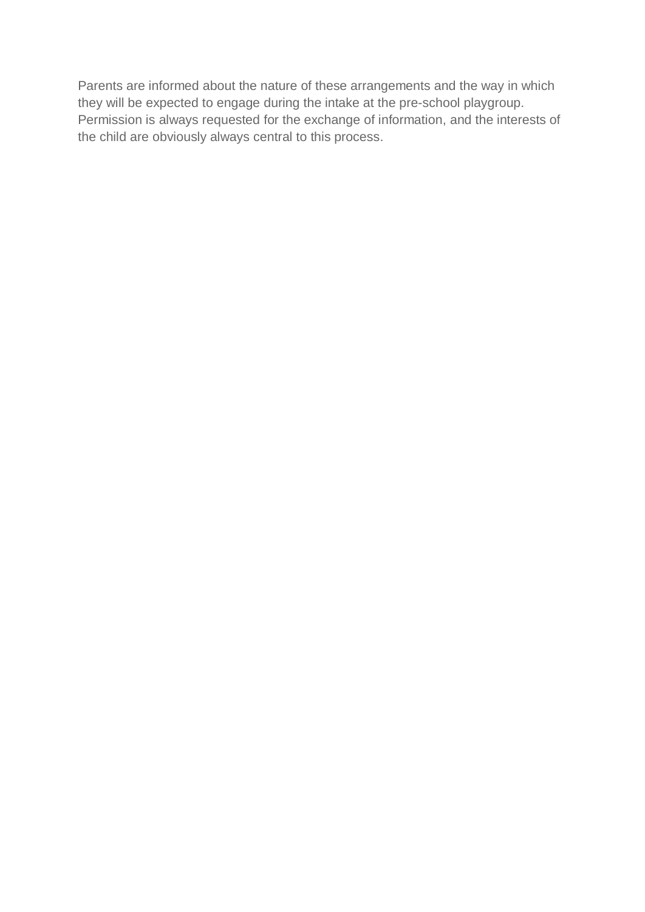Parents are informed about the nature of these arrangements and the way in which they will be expected to engage during the intake at the pre-school playgroup. Permission is always requested for the exchange of information, and the interests of the child are obviously always central to this process.